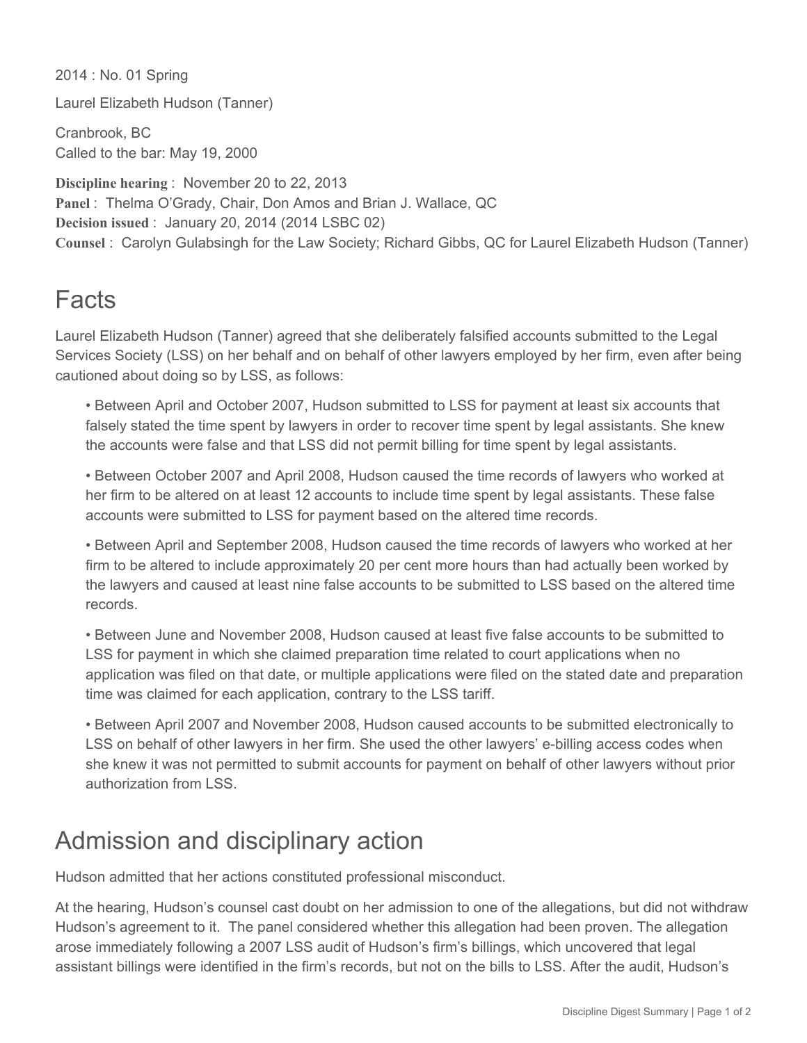2014 : No. 01 Spring

Laurel Elizabeth Hudson (Tanner)

Cranbrook, BC
Called to the bar: May 19, 2000

**Discipline hearing** : November 20 to 22, 2013
**Panel** : Thelma O'Grady, Chair, Don Amos and Brian J. Wallace, QC
**Decision issued** : January 20, 2014 (2014 LSBC 02)
**Counsel** : Carolyn Gulabsingh for the Law Society; Richard Gibbs, QC for Laurel Elizabeth Hudson (Tanner)

## Facts

Laurel Elizabeth Hudson (Tanner) agreed that she deliberately falsified accounts submitted to the Legal Services Society (LSS) on her behalf and on behalf of other lawyers employed by her firm, even after being cautioned about doing so by LSS, as follows:

- Between April and October 2007, Hudson submitted to LSS for payment at least six accounts that falsely stated the time spent by lawyers in order to recover time spent by legal assistants. She knew the accounts were false and that LSS did not permit billing for time spent by legal assistants.
- Between October 2007 and April 2008, Hudson caused the time records of lawyers who worked at her firm to be altered on at least 12 accounts to include time spent by legal assistants. These false accounts were submitted to LSS for payment based on the altered time records.
- Between April and September 2008, Hudson caused the time records of lawyers who worked at her firm to be altered to include approximately 20 per cent more hours than had actually been worked by the lawyers and caused at least nine false accounts to be submitted to LSS based on the altered time records.
- Between June and November 2008, Hudson caused at least five false accounts to be submitted to LSS for payment in which she claimed preparation time related to court applications when no application was filed on that date, or multiple applications were filed on the stated date and preparation time was claimed for each application, contrary to the LSS tariff.
- Between April 2007 and November 2008, Hudson caused accounts to be submitted electronically to LSS on behalf of other lawyers in her firm. She used the other lawyers' e-billing access codes when she knew it was not permitted to submit accounts for payment on behalf of other lawyers without prior authorization from LSS.

## Admission and disciplinary action

Hudson admitted that her actions constituted professional misconduct.

At the hearing, Hudson's counsel cast doubt on her admission to one of the allegations, but did not withdraw Hudson's agreement to it. The panel considered whether this allegation had been proven. The allegation arose immediately following a 2007 LSS audit of Hudson's firm's billings, which uncovered that legal assistant billings were identified in the firm's records, but not on the bills to LSS. After the audit, Hudson's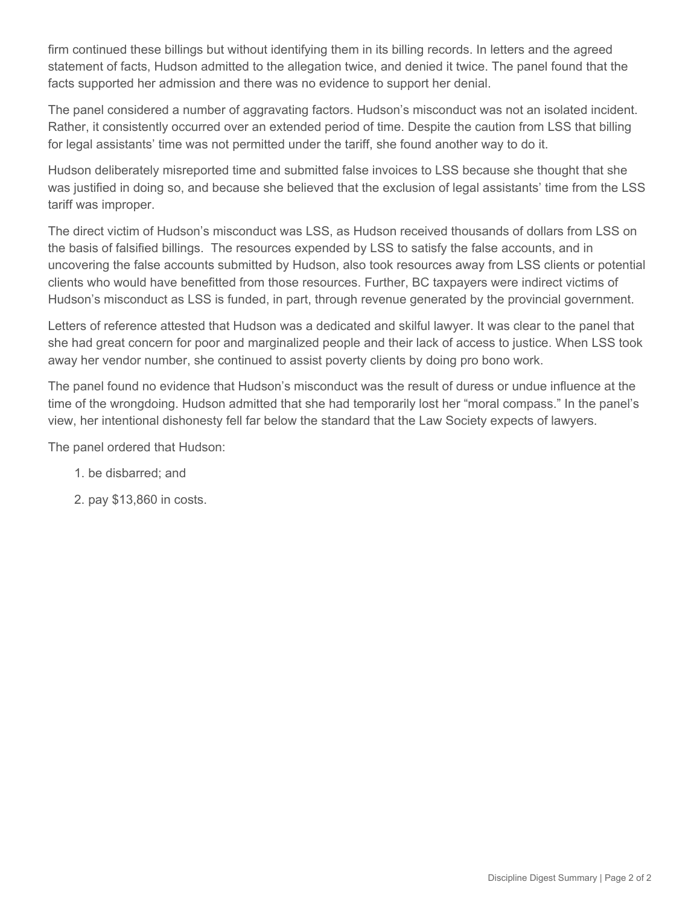firm continued these billings but without identifying them in its billing records. In letters and the agreed statement of facts, Hudson admitted to the allegation twice, and denied it twice. The panel found that the facts supported her admission and there was no evidence to support her denial.

The panel considered a number of aggravating factors. Hudson's misconduct was not an isolated incident. Rather, it consistently occurred over an extended period of time. Despite the caution from LSS that billing for legal assistants' time was not permitted under the tariff, she found another way to do it.

Hudson deliberately misreported time and submitted false invoices to LSS because she thought that she was justified in doing so, and because she believed that the exclusion of legal assistants' time from the LSS tariff was improper.

The direct victim of Hudson's misconduct was LSS, as Hudson received thousands of dollars from LSS on the basis of falsified billings. The resources expended by LSS to satisfy the false accounts, and in uncovering the false accounts submitted by Hudson, also took resources away from LSS clients or potential clients who would have benefitted from those resources. Further, BC taxpayers were indirect victims of Hudson's misconduct as LSS is funded, in part, through revenue generated by the provincial government.

Letters of reference attested that Hudson was a dedicated and skilful lawyer. It was clear to the panel that she had great concern for poor and marginalized people and their lack of access to justice. When LSS took away her vendor number, she continued to assist poverty clients by doing pro bono work.

The panel found no evidence that Hudson's misconduct was the result of duress or undue influence at the time of the wrongdoing. Hudson admitted that she had temporarily lost her "moral compass." In the panel's view, her intentional dishonesty fell far below the standard that the Law Society expects of lawyers.

The panel ordered that Hudson:

1. be disbarred; and
2. pay $13,860 in costs.